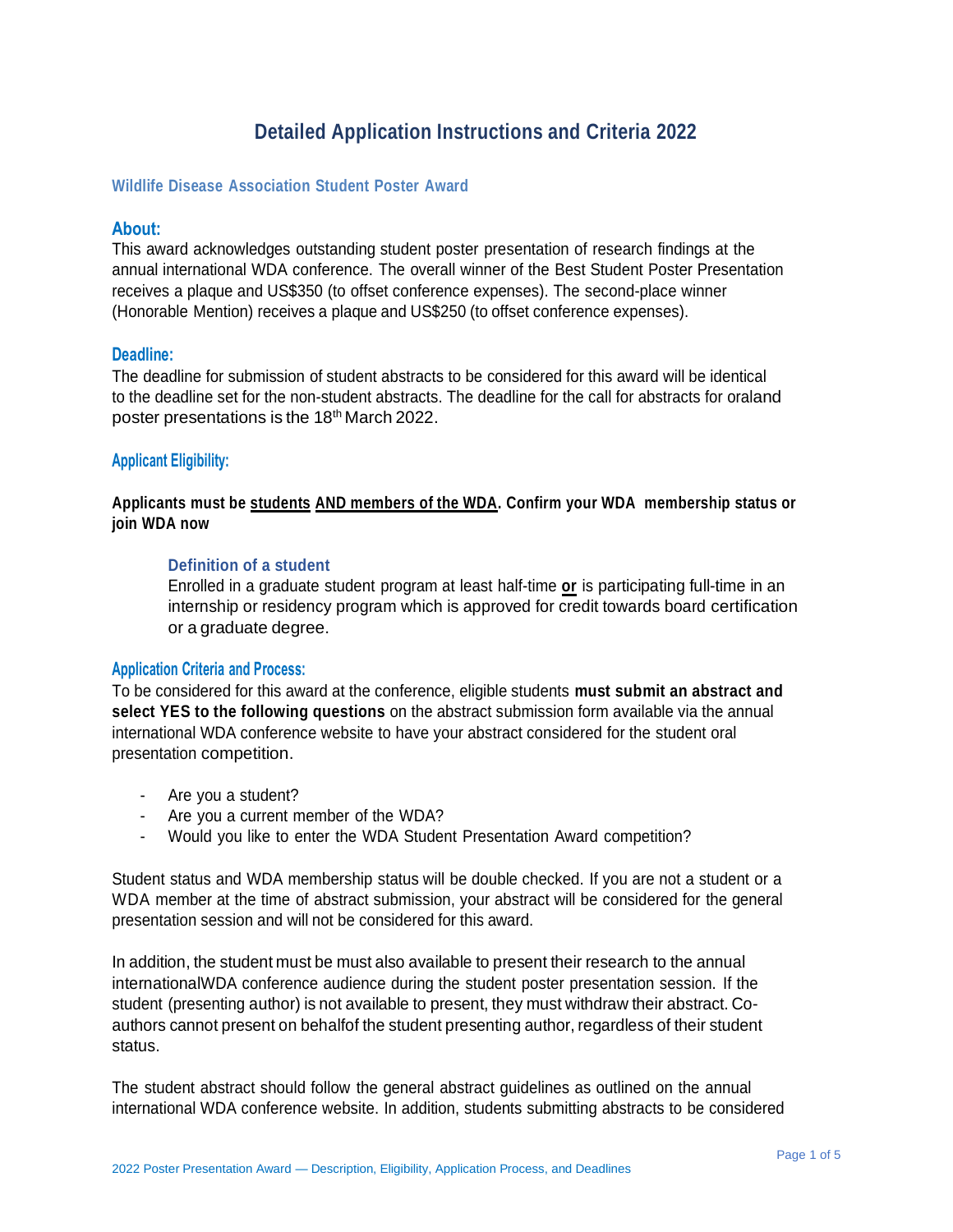# Detailed Application Instructions and Criteria 2022

### Wildlife Disease Association Student Poster Award

## About:

This award acknowledges outstanding student poster presentation of research findings at the annual international WDA conference. The overall winner of the Best Student Poster Presentation receives a plaque and US$350 (to offset conference expenses). The second-place winner (Honorable Mention) receives a plaque and US$250 (to offset conference expenses).

## Deadline:

The deadline for submission of student abstracts to be considered for this award will be identical to the deadline set for the non-student abstracts. The deadline for the call for abstracts for oraland poster presentations is the 18th March 2022.

## Applicant Eligibility:

**Applicants must be <u>students</u> <u>AND members of the WDA</u>. Confirm your WDA membership status or join WDA now**

### Definition of a student

Enrolled in a graduate student program at least half-time **<u>or</u>** is participating full-time in an internship or residency program which is approved for credit towards board certification or a graduate degree.

## Application Criteria and Process:

To be considered for this award at the conference, eligible students **must submit an abstract and select YES to the following questions** on the abstract submission form available via the annual international WDA conference website to have your abstract considered for the student oral presentation competition.

- Are you a student?
- Are you a current member of the WDA?
- Would you like to enter the WDA Student Presentation Award competition?

Student status and WDA membership status will be double checked. If you are not a student or a WDA member at the time of abstract submission, your abstract will be considered for the general presentation session and will not be considered for this award.

In addition, the student must be must also available to present their research to the annual internationalWDA conference audience during the student poster presentation session. If the student (presenting author) is not available to present, they must withdraw their abstract. Co-authors cannot present on behalfof the student presenting author, regardless of their student status.

The student abstract should follow the general abstract guidelines as outlined on the annual international WDA conference website. In addition, students submitting abstracts to be considered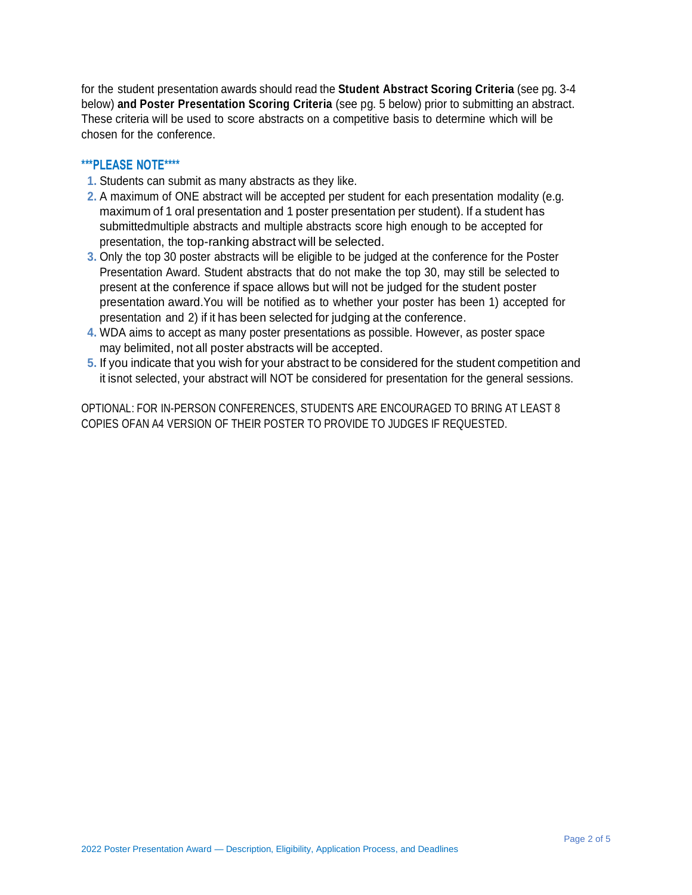for the student presentation awards should read the **Student Abstract Scoring Criteria** (see pg. 3-4 below) **and Poster Presentation Scoring Criteria** (see pg. 5 below) prior to submitting an abstract. These criteria will be used to score abstracts on a competitive basis to determine which will be chosen for the conference.

### ***PLEASE NOTE****

1. Students can submit as many abstracts as they like.
2. A maximum of ONE abstract will be accepted per student for each presentation modality (e.g. maximum of 1 oral presentation and 1 poster presentation per student). If a student has submittedmultiple abstracts and multiple abstracts score high enough to be accepted for presentation, the top-ranking abstract will be selected.
3. Only the top 30 poster abstracts will be eligible to be judged at the conference for the Poster Presentation Award. Student abstracts that do not make the top 30, may still be selected to present at the conference if space allows but will not be judged for the student poster presentation award.You will be notified as to whether your poster has been 1) accepted for presentation and 2) if it has been selected for judging at the conference.
4. WDA aims to accept as many poster presentations as possible. However, as poster space may belimited, not all poster abstracts will be accepted.
5. If you indicate that you wish for your abstract to be considered for the student competition and it isnot selected, your abstract will NOT be considered for presentation for the general sessions.

OPTIONAL: FOR IN-PERSON CONFERENCES, STUDENTS ARE ENCOURAGED TO BRING AT LEAST 8 COPIES OFAN A4 VERSION OF THEIR POSTER TO PROVIDE TO JUDGES IF REQUESTED.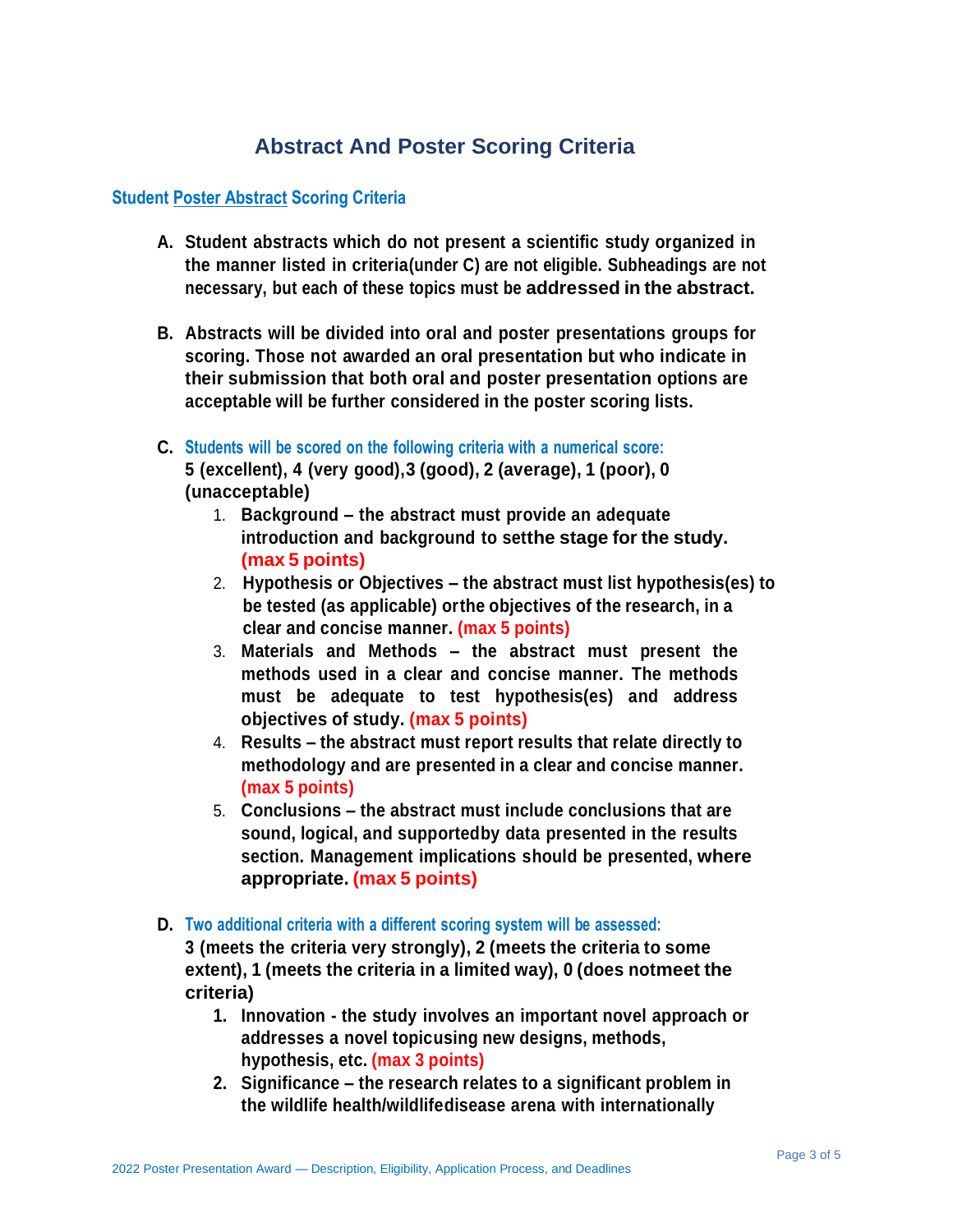# Abstract And Poster Scoring Criteria

## Student Poster Abstract Scoring Criteria

**A. Student abstracts which do not present a scientific study organized in the manner listed in criteria(under C) are not eligible. Subheadings are not necessary, but each of these topics must be addressed in the abstract.**

**B. Abstracts will be divided into oral and poster presentations groups for scoring. Those not awarded an oral presentation but who indicate in their submission that both oral and poster presentation options are acceptable will be further considered in the poster scoring lists.**

**C. Students will be scored on the following criteria with a numerical score:**
**5 (excellent), 4 (very good),3 (good), 2 (average), 1 (poor), 0 (unacceptable)**

1. **Background – the abstract must provide an adequate introduction and background to setthe stage for the study. (max 5 points)**
2. **Hypothesis or Objectives – the abstract must list hypothesis(es) to be tested (as applicable) orthe objectives of the research, in a clear and concise manner. (max 5 points)**
3. **Materials and Methods – the abstract must present the methods used in a clear and concise manner. The methods must be adequate to test hypothesis(es) and address objectives of study. (max 5 points)**
4. **Results – the abstract must report results that relate directly to methodology and are presented in a clear and concise manner. (max 5 points)**
5. **Conclusions – the abstract must include conclusions that are sound, logical, and supportedby data presented in the results section. Management implications should be presented, where appropriate. (max 5 points)**

**D. Two additional criteria with a different scoring system will be assessed:**
**3 (meets the criteria very strongly), 2 (meets the criteria to some extent), 1 (meets the criteria in a limited way), 0 (does notmeet the criteria)**

1. **Innovation - the study involves an important novel approach or addresses a novel topicusing new designs, methods, hypothesis, etc. (max 3 points)**
2. **Significance – the research relates to a significant problem in the wildlife health/wildlifedisease arena with internationally**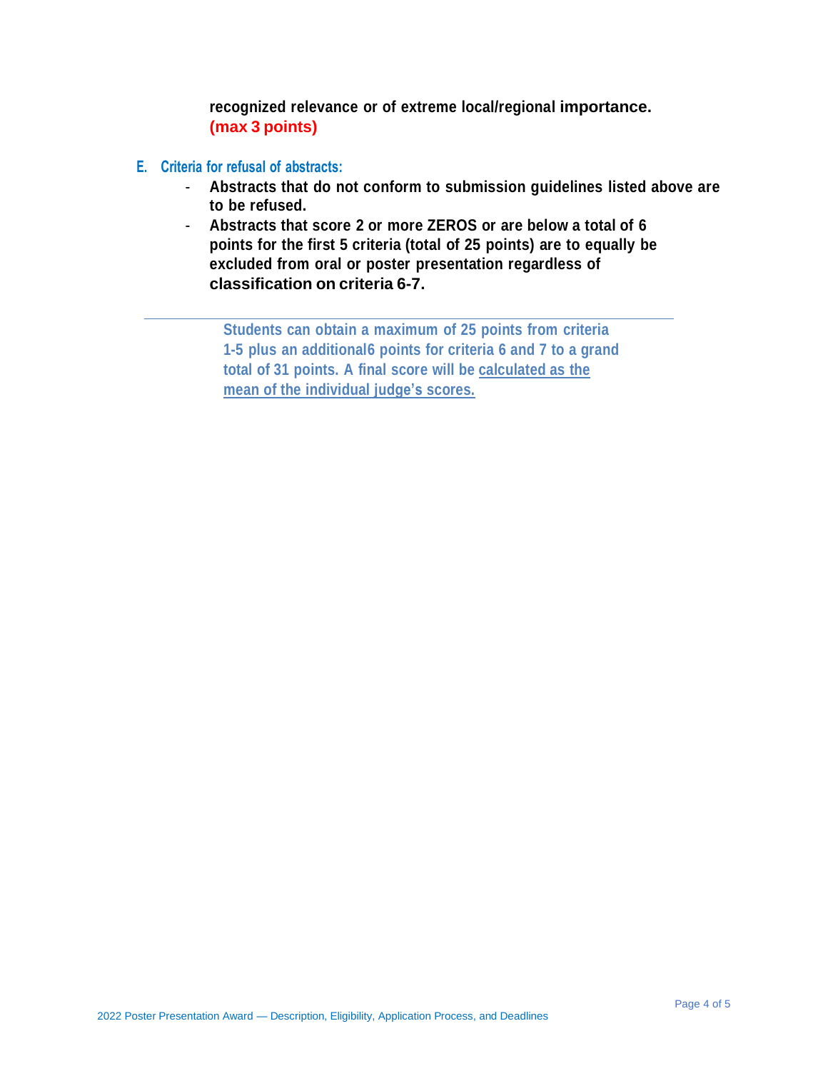**recognized relevance or of extreme local/regional importance.**
**(max 3 points)**

### E. Criteria for refusal of abstracts:

- **Abstracts that do not conform to submission guidelines listed above are to be refused.**
- **Abstracts that score 2 or more ZEROS or are below a total of 6 points for the first 5 criteria (total of 25 points) are to equally be excluded from oral or poster presentation regardless of classification on criteria 6-7.**

---

**Students can obtain a maximum of 25 points from criteria 1-5 plus an additional6 points for criteria 6 and 7 to a grand total of 31 points. A final score will be calculated as the mean of the individual judge's scores.**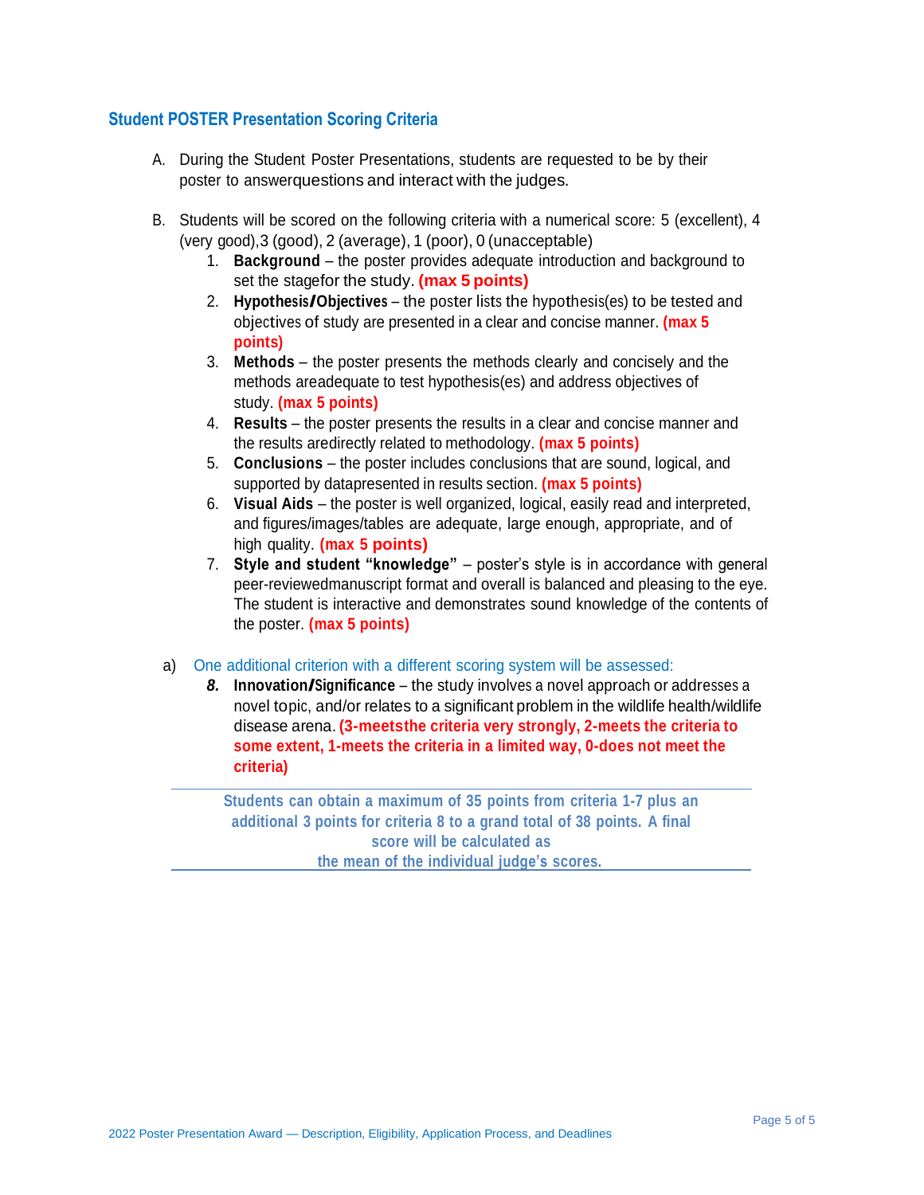## Student POSTER Presentation Scoring Criteria

A. During the Student Poster Presentations, students are requested to be by their poster to answerquestions and interact with the judges.

B. Students will be scored on the following criteria with a numerical score: 5 (excellent), 4 (very good),3 (good), 2 (average), 1 (poor), 0 (unacceptable)

1. **Background** – the poster provides adequate introduction and background to set the stagefor the study. **(max 5 points)**
2. **Hypothesis/Objectives** – the poster lists the hypothesis(es) to be tested and objectives of study are presented in a clear and concise manner. **(max 5 points)**
3. **Methods** – the poster presents the methods clearly and concisely and the methods areadequate to test hypothesis(es) and address objectives of study. **(max 5 points)**
4. **Results** – the poster presents the results in a clear and concise manner and the results aredirectly related to methodology. **(max 5 points)**
5. **Conclusions** – the poster includes conclusions that are sound, logical, and supported by datapresented in results section. **(max 5 points)**
6. **Visual Aids** – the poster is well organized, logical, easily read and interpreted, and figures/images/tables are adequate, large enough, appropriate, and of high quality. **(max 5 points)**
7. **Style and student "knowledge"** – poster's style is in accordance with general peer-reviewedmanuscript format and overall is balanced and pleasing to the eye. The student is interactive and demonstrates sound knowledge of the contents of the poster. **(max 5 points)**

a) One additional criterion with a different scoring system will be assessed:

*8.* **Innovation/Significance** – the study involves a novel approach or addresses a novel topic, and/or relates to a significant problem in the wildlife health/wildlife disease arena. **(3-meetsthe criteria very strongly, 2-meets the criteria to some extent, 1-meets the criteria in a limited way, 0-does not meet the criteria)**

---

**Students can obtain a maximum of 35 points from criteria 1-7 plus an additional 3 points for criteria 8 to a grand total of 38 points. A final score will be calculated as the mean of the individual judge's scores.**

---